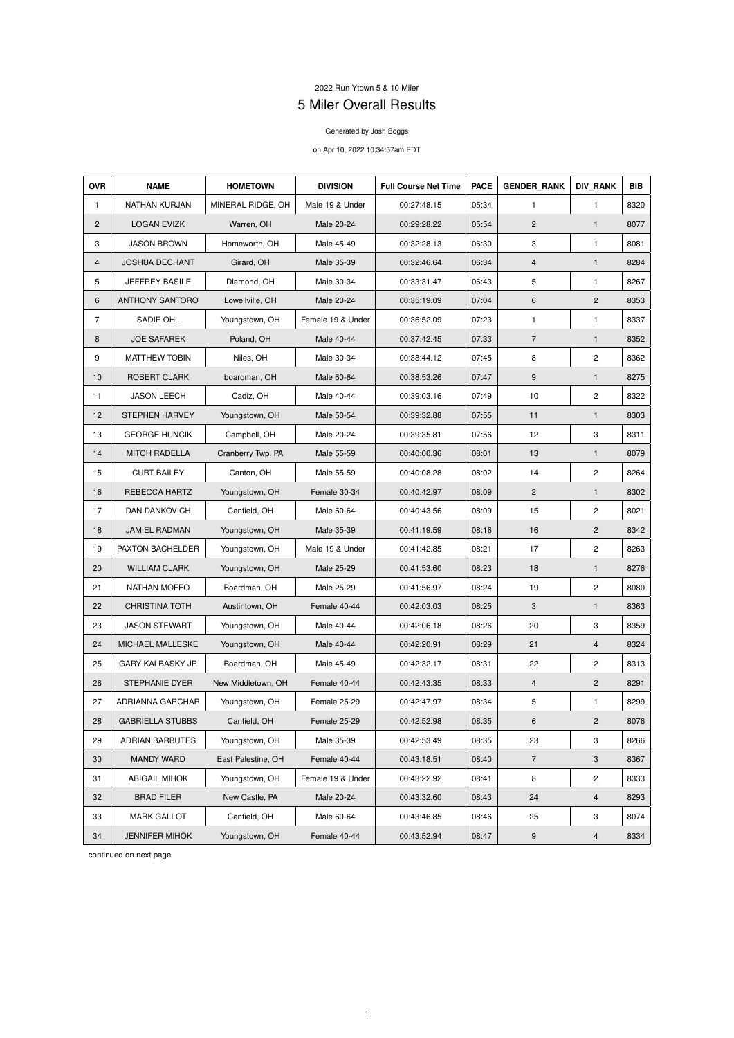2022 Run Ytown 5 & 10 Miler

# 5 Miler Overall Results

Generated by Josh Boggs

on Apr 10, 2022 10:34:57am EDT

| OVR | NAME | HOMETOWN | DIVISION | Full Course Net Time | PACE | GENDER_RANK | DIV_RANK | BIB |
|---|---|---|---|---|---|---|---|---|
| 1 | NATHAN KURJAN | MINERAL RIDGE, OH | Male 19 & Under | 00:27:48.15 | 05:34 | 1 | 1 | 8320 |
| 2 | LOGAN EVIZK | Warren, OH | Male 20-24 | 00:29:28.22 | 05:54 | 2 | 1 | 8077 |
| 3 | JASON BROWN | Homeworth, OH | Male 45-49 | 00:32:28.13 | 06:30 | 3 | 1 | 8081 |
| 4 | JOSHUA DECHANT | Girard, OH | Male 35-39 | 00:32:46.64 | 06:34 | 4 | 1 | 8284 |
| 5 | JEFFREY BASILE | Diamond, OH | Male 30-34 | 00:33:31.47 | 06:43 | 5 | 1 | 8267 |
| 6 | ANTHONY SANTORO | Lowellville, OH | Male 20-24 | 00:35:19.09 | 07:04 | 6 | 2 | 8353 |
| 7 | SADIE OHL | Youngstown, OH | Female 19 & Under | 00:36:52.09 | 07:23 | 1 | 1 | 8337 |
| 8 | JOE SAFAREK | Poland, OH | Male 40-44 | 00:37:42.45 | 07:33 | 7 | 1 | 8352 |
| 9 | MATTHEW TOBIN | Niles, OH | Male 30-34 | 00:38:44.12 | 07:45 | 8 | 2 | 8362 |
| 10 | ROBERT CLARK | boardman, OH | Male 60-64 | 00:38:53.26 | 07:47 | 9 | 1 | 8275 |
| 11 | JASON LEECH | Cadiz, OH | Male 40-44 | 00:39:03.16 | 07:49 | 10 | 2 | 8322 |
| 12 | STEPHEN HARVEY | Youngstown, OH | Male 50-54 | 00:39:32.88 | 07:55 | 11 | 1 | 8303 |
| 13 | GEORGE HUNCIK | Campbell, OH | Male 20-24 | 00:39:35.81 | 07:56 | 12 | 3 | 8311 |
| 14 | MITCH RADELLA | Cranberry Twp, PA | Male 55-59 | 00:40:00.36 | 08:01 | 13 | 1 | 8079 |
| 15 | CURT BAILEY | Canton, OH | Male 55-59 | 00:40:08.28 | 08:02 | 14 | 2 | 8264 |
| 16 | REBECCA HARTZ | Youngstown, OH | Female 30-34 | 00:40:42.97 | 08:09 | 2 | 1 | 8302 |
| 17 | DAN DANKOVICH | Canfield, OH | Male 60-64 | 00:40:43.56 | 08:09 | 15 | 2 | 8021 |
| 18 | JAMIEL RADMAN | Youngstown, OH | Male 35-39 | 00:41:19.59 | 08:16 | 16 | 2 | 8342 |
| 19 | PAXTON BACHELDER | Youngstown, OH | Male 19 & Under | 00:41:42.85 | 08:21 | 17 | 2 | 8263 |
| 20 | WILLIAM CLARK | Youngstown, OH | Male 25-29 | 00:41:53.60 | 08:23 | 18 | 1 | 8276 |
| 21 | NATHAN MOFFO | Boardman, OH | Male 25-29 | 00:41:56.97 | 08:24 | 19 | 2 | 8080 |
| 22 | CHRISTINA TOTH | Austintown, OH | Female 40-44 | 00:42:03.03 | 08:25 | 3 | 1 | 8363 |
| 23 | JASON STEWART | Youngstown, OH | Male 40-44 | 00:42:06.18 | 08:26 | 20 | 3 | 8359 |
| 24 | MICHAEL MALLESKE | Youngstown, OH | Male 40-44 | 00:42:20.91 | 08:29 | 21 | 4 | 8324 |
| 25 | GARY KALBASKY JR | Boardman, OH | Male 45-49 | 00:42:32.17 | 08:31 | 22 | 2 | 8313 |
| 26 | STEPHANIE DYER | New Middletown, OH | Female 40-44 | 00:42:43.35 | 08:33 | 4 | 2 | 8291 |
| 27 | ADRIANNA GARCHAR | Youngstown, OH | Female 25-29 | 00:42:47.97 | 08:34 | 5 | 1 | 8299 |
| 28 | GABRIELLA STUBBS | Canfield, OH | Female 25-29 | 00:42:52.98 | 08:35 | 6 | 2 | 8076 |
| 29 | ADRIAN BARBUTES | Youngstown, OH | Male 35-39 | 00:42:53.49 | 08:35 | 23 | 3 | 8266 |
| 30 | MANDY WARD | East Palestine, OH | Female 40-44 | 00:43:18.51 | 08:40 | 7 | 3 | 8367 |
| 31 | ABIGAIL MIHOK | Youngstown, OH | Female 19 & Under | 00:43:22.92 | 08:41 | 8 | 2 | 8333 |
| 32 | BRAD FILER | New Castle, PA | Male 20-24 | 00:43:32.60 | 08:43 | 24 | 4 | 8293 |
| 33 | MARK GALLOT | Canfield, OH | Male 60-64 | 00:43:46.85 | 08:46 | 25 | 3 | 8074 |
| 34 | JENNIFER MIHOK | Youngstown, OH | Female 40-44 | 00:43:52.94 | 08:47 | 9 | 4 | 8334 |

continued on next page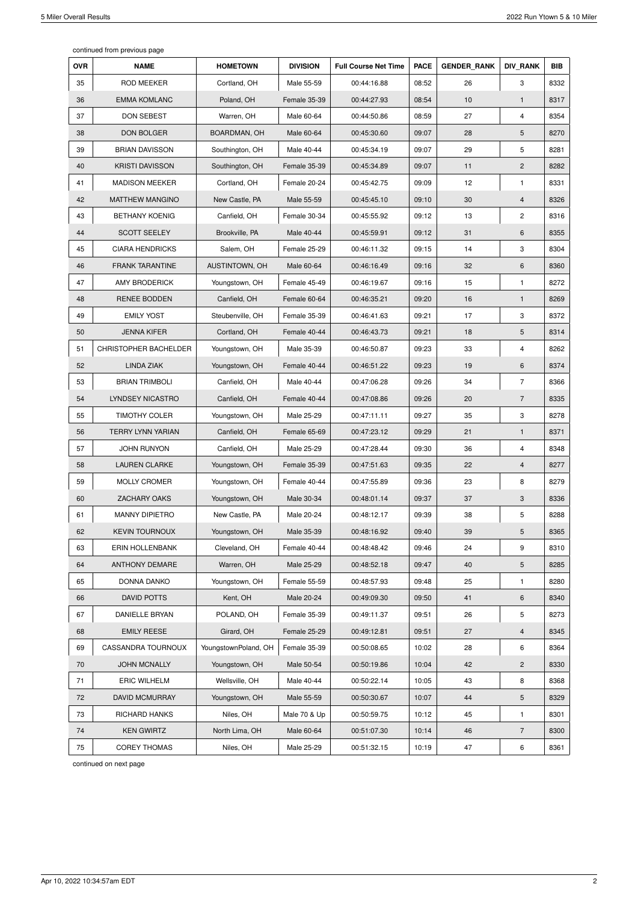continued from previous page

| OVR | NAME | HOMETOWN | DIVISION | Full Course Net Time | PACE | GENDER_RANK | DIV_RANK | BIB |
|---|---|---|---|---|---|---|---|---|
| 35 | ROD MEEKER | Cortland, OH | Male 55-59 | 00:44:16.88 | 08:52 | 26 | 3 | 8332 |
| 36 | EMMA KOMLANC | Poland, OH | Female 35-39 | 00:44:27.93 | 08:54 | 10 | 1 | 8317 |
| 37 | DON SEBEST | Warren, OH | Male 60-64 | 00:44:50.86 | 08:59 | 27 | 4 | 8354 |
| 38 | DON BOLGER | BOARDMAN, OH | Male 60-64 | 00:45:30.60 | 09:07 | 28 | 5 | 8270 |
| 39 | BRIAN DAVISSON | Southington, OH | Male 40-44 | 00:45:34.19 | 09:07 | 29 | 5 | 8281 |
| 40 | KRISTI DAVISSON | Southington, OH | Female 35-39 | 00:45:34.89 | 09:07 | 11 | 2 | 8282 |
| 41 | MADISON MEEKER | Cortland, OH | Female 20-24 | 00:45:42.75 | 09:09 | 12 | 1 | 8331 |
| 42 | MATTHEW MANGINO | New Castle, PA | Male 55-59 | 00:45:45.10 | 09:10 | 30 | 4 | 8326 |
| 43 | BETHANY KOENIG | Canfield, OH | Female 30-34 | 00:45:55.92 | 09:12 | 13 | 2 | 8316 |
| 44 | SCOTT SEELEY | Brookville, PA | Male 40-44 | 00:45:59.91 | 09:12 | 31 | 6 | 8355 |
| 45 | CIARA HENDRICKS | Salem, OH | Female 25-29 | 00:46:11.32 | 09:15 | 14 | 3 | 8304 |
| 46 | FRANK TARANTINE | AUSTINTOWN, OH | Male 60-64 | 00:46:16.49 | 09:16 | 32 | 6 | 8360 |
| 47 | AMY BRODERICK | Youngstown, OH | Female 45-49 | 00:46:19.67 | 09:16 | 15 | 1 | 8272 |
| 48 | RENEE BODDEN | Canfield, OH | Female 60-64 | 00:46:35.21 | 09:20 | 16 | 1 | 8269 |
| 49 | EMILY YOST | Steubenville, OH | Female 35-39 | 00:46:41.63 | 09:21 | 17 | 3 | 8372 |
| 50 | JENNA KIFER | Cortland, OH | Female 40-44 | 00:46:43.73 | 09:21 | 18 | 5 | 8314 |
| 51 | CHRISTOPHER BACHELDER | Youngstown, OH | Male 35-39 | 00:46:50.87 | 09:23 | 33 | 4 | 8262 |
| 52 | LINDA ZIAK | Youngstown, OH | Female 40-44 | 00:46:51.22 | 09:23 | 19 | 6 | 8374 |
| 53 | BRIAN TRIMBOLI | Canfield, OH | Male 40-44 | 00:47:06.28 | 09:26 | 34 | 7 | 8366 |
| 54 | LYNDSEY NICASTRO | Canfield, OH | Female 40-44 | 00:47:08.86 | 09:26 | 20 | 7 | 8335 |
| 55 | TIMOTHY COLER | Youngstown, OH | Male 25-29 | 00:47:11.11 | 09:27 | 35 | 3 | 8278 |
| 56 | TERRY LYNN YARIAN | Canfield, OH | Female 65-69 | 00:47:23.12 | 09:29 | 21 | 1 | 8371 |
| 57 | JOHN RUNYON | Canfield, OH | Male 25-29 | 00:47:28.44 | 09:30 | 36 | 4 | 8348 |
| 58 | LAUREN CLARKE | Youngstown, OH | Female 35-39 | 00:47:51.63 | 09:35 | 22 | 4 | 8277 |
| 59 | MOLLY CROMER | Youngstown, OH | Female 40-44 | 00:47:55.89 | 09:36 | 23 | 8 | 8279 |
| 60 | ZACHARY OAKS | Youngstown, OH | Male 30-34 | 00:48:01.14 | 09:37 | 37 | 3 | 8336 |
| 61 | MANNY DIPIETRO | New Castle, PA | Male 20-24 | 00:48:12.17 | 09:39 | 38 | 5 | 8288 |
| 62 | KEVIN TOURNOUX | Youngstown, OH | Male 35-39 | 00:48:16.92 | 09:40 | 39 | 5 | 8365 |
| 63 | ERIN HOLLENBANK | Cleveland, OH | Female 40-44 | 00:48:48.42 | 09:46 | 24 | 9 | 8310 |
| 64 | ANTHONY DEMARE | Warren, OH | Male 25-29 | 00:48:52.18 | 09:47 | 40 | 5 | 8285 |
| 65 | DONNA DANKO | Youngstown, OH | Female 55-59 | 00:48:57.93 | 09:48 | 25 | 1 | 8280 |
| 66 | DAVID POTTS | Kent, OH | Male 20-24 | 00:49:09.30 | 09:50 | 41 | 6 | 8340 |
| 67 | DANIELLE BRYAN | POLAND, OH | Female 35-39 | 00:49:11.37 | 09:51 | 26 | 5 | 8273 |
| 68 | EMILY REESE | Girard, OH | Female 25-29 | 00:49:12.81 | 09:51 | 27 | 4 | 8345 |
| 69 | CASSANDRA TOURNOUX | YoungstownPoland, OH | Female 35-39 | 00:50:08.65 | 10:02 | 28 | 6 | 8364 |
| 70 | JOHN MCNALLY | Youngstown, OH | Male 50-54 | 00:50:19.86 | 10:04 | 42 | 2 | 8330 |
| 71 | ERIC WILHELM | Wellsville, OH | Male 40-44 | 00:50:22.14 | 10:05 | 43 | 8 | 8368 |
| 72 | DAVID MCMURRAY | Youngstown, OH | Male 55-59 | 00:50:30.67 | 10:07 | 44 | 5 | 8329 |
| 73 | RICHARD HANKS | Niles, OH | Male 70 & Up | 00:50:59.75 | 10:12 | 45 | 1 | 8301 |
| 74 | KEN GWIRTZ | North Lima, OH | Male 60-64 | 00:51:07.30 | 10:14 | 46 | 7 | 8300 |
| 75 | COREY THOMAS | Niles, OH | Male 25-29 | 00:51:32.15 | 10:19 | 47 | 6 | 8361 |

continued on next page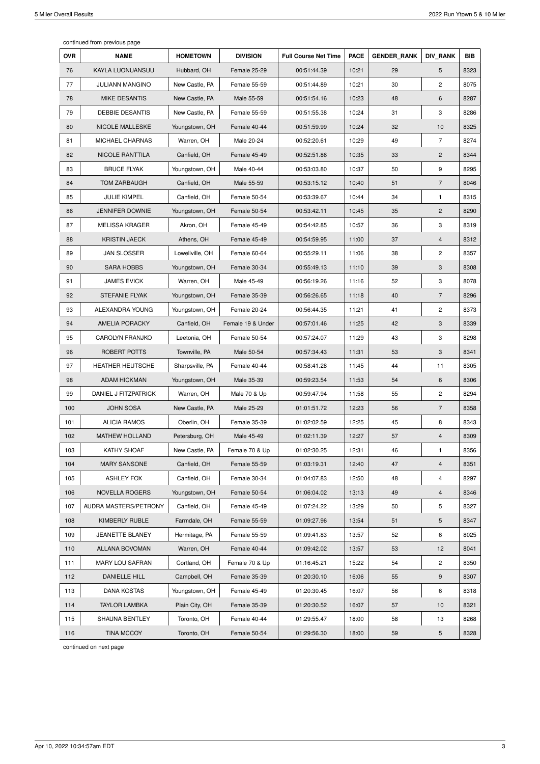continued from previous page

| OVR | NAME | HOMETOWN | DIVISION | Full Course Net Time | PACE | GENDER_RANK | DIV_RANK | BIB |
|---|---|---|---|---|---|---|---|---|
| 76 | KAYLA LUONUANSUU | Hubbard, OH | Female 25-29 | 00:51:44.39 | 10:21 | 29 | 5 | 8323 |
| 77 | JULIANN MANGINO | New Castle, PA | Female 55-59 | 00:51:44.89 | 10:21 | 30 | 2 | 8075 |
| 78 | MIKE DESANTIS | New Castle, PA | Male 55-59 | 00:51:54.16 | 10:23 | 48 | 6 | 8287 |
| 79 | DEBBIE DESANTIS | New Castle, PA | Female 55-59 | 00:51:55.38 | 10:24 | 31 | 3 | 8286 |
| 80 | NICOLE MALLESKE | Youngstown, OH | Female 40-44 | 00:51:59.99 | 10:24 | 32 | 10 | 8325 |
| 81 | MICHAEL CHARNAS | Warren, OH | Male 20-24 | 00:52:20.61 | 10:29 | 49 | 7 | 8274 |
| 82 | NICOLE RANTTILA | Canfield, OH | Female 45-49 | 00:52:51.86 | 10:35 | 33 | 2 | 8344 |
| 83 | BRUCE FLYAK | Youngstown, OH | Male 40-44 | 00:53:03.80 | 10:37 | 50 | 9 | 8295 |
| 84 | TOM ZARBAUGH | Canfield, OH | Male 55-59 | 00:53:15.12 | 10:40 | 51 | 7 | 8046 |
| 85 | JULIE KIMPEL | Canfield, OH | Female 50-54 | 00:53:39.67 | 10:44 | 34 | 1 | 8315 |
| 86 | JENNIFER DOWNIE | Youngstown, OH | Female 50-54 | 00:53:42.11 | 10:45 | 35 | 2 | 8290 |
| 87 | MELISSA KRAGER | Akron, OH | Female 45-49 | 00:54:42.85 | 10:57 | 36 | 3 | 8319 |
| 88 | KRISTIN JAECK | Athens, OH | Female 45-49 | 00:54:59.95 | 11:00 | 37 | 4 | 8312 |
| 89 | JAN SLOSSER | Lowellville, OH | Female 60-64 | 00:55:29.11 | 11:06 | 38 | 2 | 8357 |
| 90 | SARA HOBBS | Youngstown, OH | Female 30-34 | 00:55:49.13 | 11:10 | 39 | 3 | 8308 |
| 91 | JAMES EVICK | Warren, OH | Male 45-49 | 00:56:19.26 | 11:16 | 52 | 3 | 8078 |
| 92 | STEFANIE FLYAK | Youngstown, OH | Female 35-39 | 00:56:26.65 | 11:18 | 40 | 7 | 8296 |
| 93 | ALEXANDRA YOUNG | Youngstown, OH | Female 20-24 | 00:56:44.35 | 11:21 | 41 | 2 | 8373 |
| 94 | AMELIA PORACKY | Canfield, OH | Female 19 & Under | 00:57:01.46 | 11:25 | 42 | 3 | 8339 |
| 95 | CAROLYN FRANJKO | Leetonia, OH | Female 50-54 | 00:57:24.07 | 11:29 | 43 | 3 | 8298 |
| 96 | ROBERT POTTS | Townville, PA | Male 50-54 | 00:57:34.43 | 11:31 | 53 | 3 | 8341 |
| 97 | HEATHER HEUTSCHE | Sharpsville, PA | Female 40-44 | 00:58:41.28 | 11:45 | 44 | 11 | 8305 |
| 98 | ADAM HICKMAN | Youngstown, OH | Male 35-39 | 00:59:23.54 | 11:53 | 54 | 6 | 8306 |
| 99 | DANIEL J FITZPATRICK | Warren, OH | Male 70 & Up | 00:59:47.94 | 11:58 | 55 | 2 | 8294 |
| 100 | JOHN SOSA | New Castle, PA | Male 25-29 | 01:01:51.72 | 12:23 | 56 | 7 | 8358 |
| 101 | ALICIA RAMOS | Oberlin, OH | Female 35-39 | 01:02:02.59 | 12:25 | 45 | 8 | 8343 |
| 102 | MATHEW HOLLAND | Petersburg, OH | Male 45-49 | 01:02:11.39 | 12:27 | 57 | 4 | 8309 |
| 103 | KATHY SHOAF | New Castle, PA | Female 70 & Up | 01:02:30.25 | 12:31 | 46 | 1 | 8356 |
| 104 | MARY SANSONE | Canfield, OH | Female 55-59 | 01:03:19.31 | 12:40 | 47 | 4 | 8351 |
| 105 | ASHLEY FOX | Canfield, OH | Female 30-34 | 01:04:07.83 | 12:50 | 48 | 4 | 8297 |
| 106 | NOVELLA ROGERS | Youngstown, OH | Female 50-54 | 01:06:04.02 | 13:13 | 49 | 4 | 8346 |
| 107 | AUDRA MASTERS/PETRONY | Canfield, OH | Female 45-49 | 01:07:24.22 | 13:29 | 50 | 5 | 8327 |
| 108 | KIMBERLY RUBLE | Farmdale, OH | Female 55-59 | 01:09:27.96 | 13:54 | 51 | 5 | 8347 |
| 109 | JEANETTE BLANEY | Hermitage, PA | Female 55-59 | 01:09:41.83 | 13:57 | 52 | 6 | 8025 |
| 110 | ALLANA BOVOMAN | Warren, OH | Female 40-44 | 01:09:42.02 | 13:57 | 53 | 12 | 8041 |
| 111 | MARY LOU SAFRAN | Cortland, OH | Female 70 & Up | 01:16:45.21 | 15:22 | 54 | 2 | 8350 |
| 112 | DANIELLE HILL | Campbell, OH | Female 35-39 | 01:20:30.10 | 16:06 | 55 | 9 | 8307 |
| 113 | DANA KOSTAS | Youngstown, OH | Female 45-49 | 01:20:30.45 | 16:07 | 56 | 6 | 8318 |
| 114 | TAYLOR LAMBKA | Plain City, OH | Female 35-39 | 01:20:30.52 | 16:07 | 57 | 10 | 8321 |
| 115 | SHAUNA BENTLEY | Toronto, OH | Female 40-44 | 01:29:55.47 | 18:00 | 58 | 13 | 8268 |
| 116 | TINA MCCOY | Toronto, OH | Female 50-54 | 01:29:56.30 | 18:00 | 59 | 5 | 8328 |

continued on next page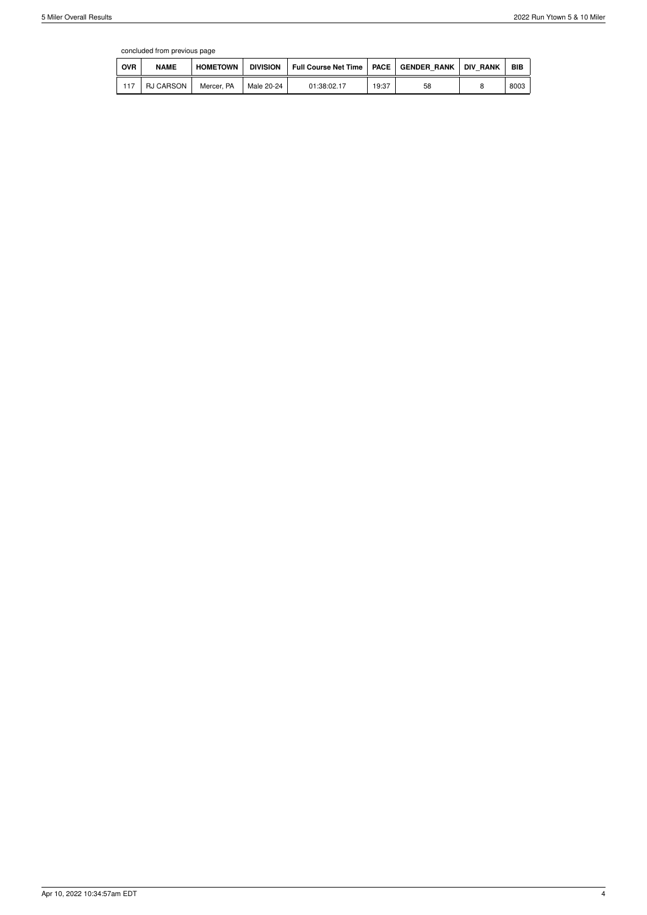concluded from previous page

| OVR | NAME | HOMETOWN | DIVISION | Full Course Net Time | PACE | GENDER_RANK | DIV_RANK | BIB |
|---|---|---|---|---|---|---|---|---|
| 117 | RJ CARSON | Mercer, PA | Male 20-24 | 01:38:02.17 | 19:37 | 58 | 8 | 8003 |